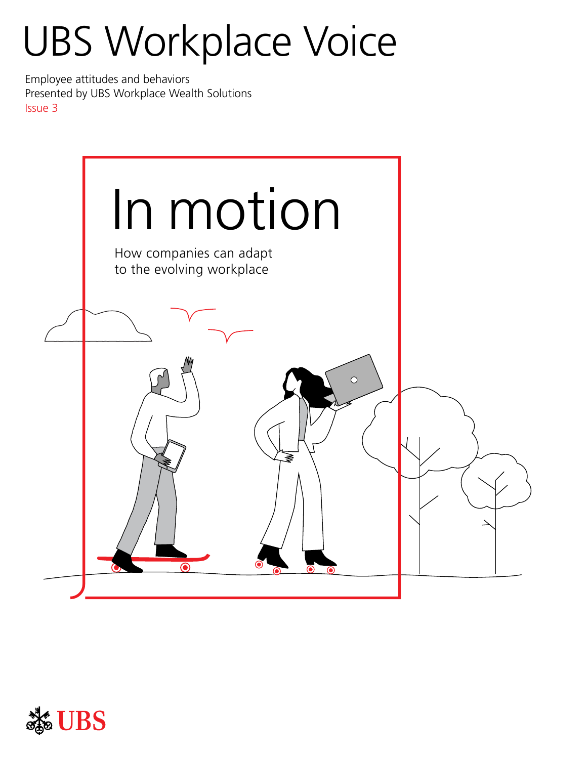# UBS Workplace Voice

Employee attitudes and behaviors
Presented by UBS Workplace Wealth Solutions
Issue 3

## In motion

How companies can adapt to the evolving workplace

UBS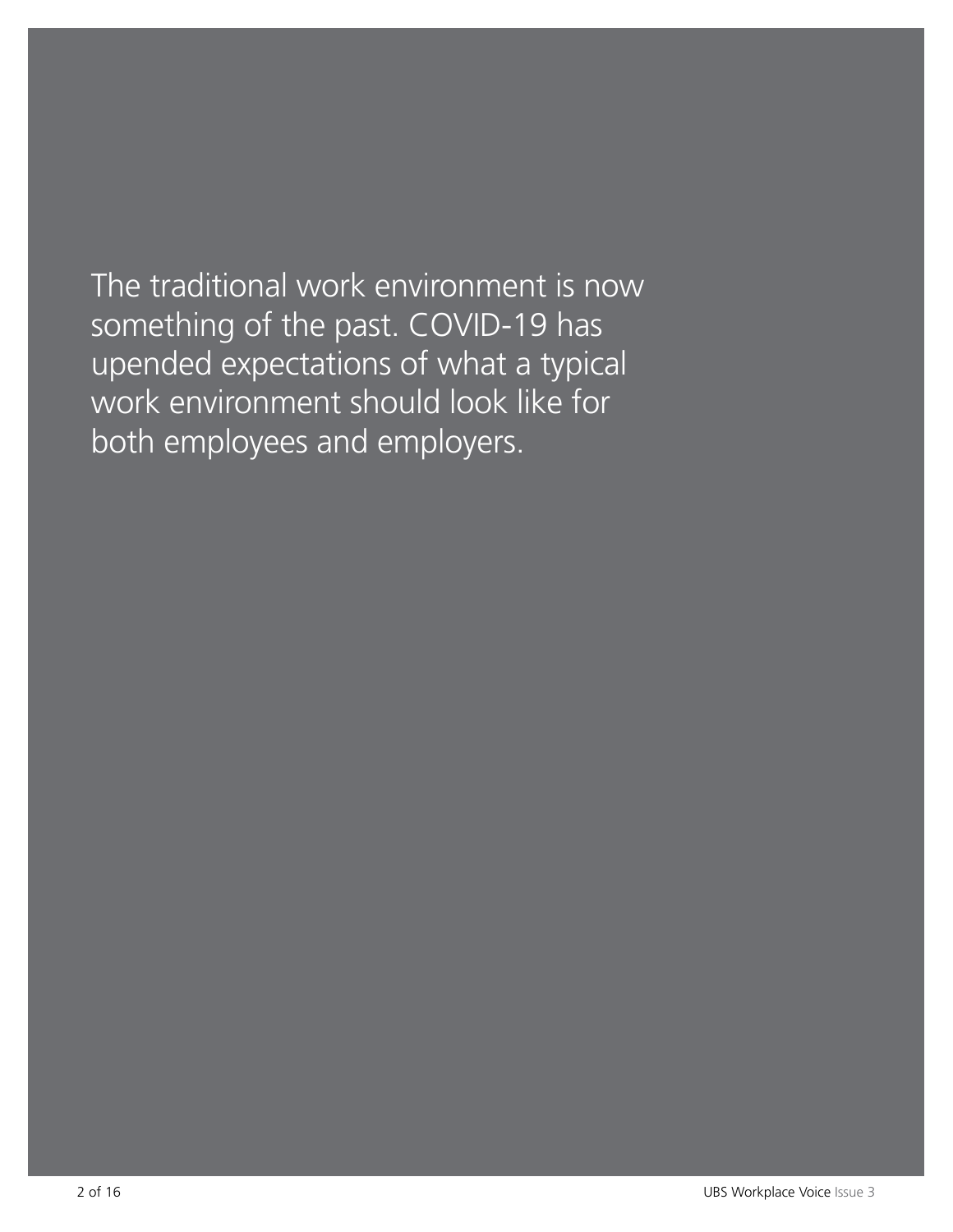The traditional work environment is now something of the past. COVID-19 has upended expectations of what a typical work environment should look like for both employees and employers.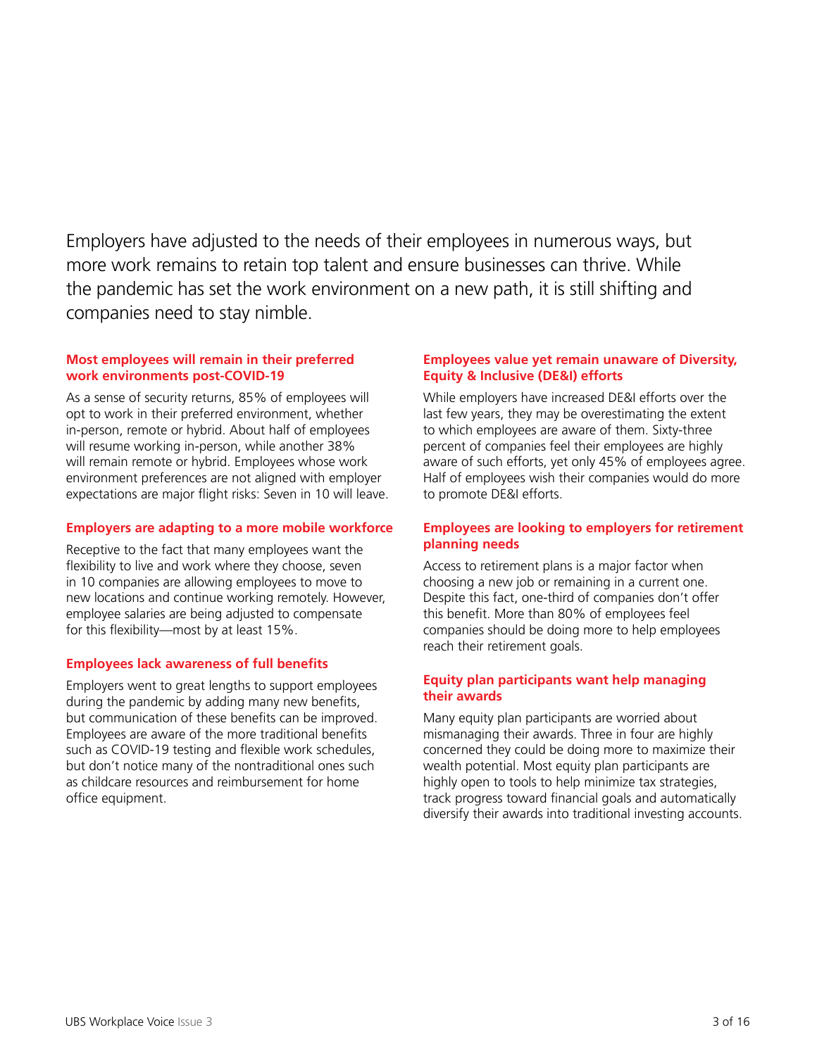Employers have adjusted to the needs of their employees in numerous ways, but more work remains to retain top talent and ensure businesses can thrive. While the pandemic has set the work environment on a new path, it is still shifting and companies need to stay nimble.

### Most employees will remain in their preferred work environments post-COVID-19

As a sense of security returns, 85% of employees will opt to work in their preferred environment, whether in-person, remote or hybrid. About half of employees will resume working in-person, while another 38% will remain remote or hybrid. Employees whose work environment preferences are not aligned with employer expectations are major flight risks: Seven in 10 will leave.

### Employers are adapting to a more mobile workforce

Receptive to the fact that many employees want the flexibility to live and work where they choose, seven in 10 companies are allowing employees to move to new locations and continue working remotely. However, employee salaries are being adjusted to compensate for this flexibility—most by at least 15%.

### Employees lack awareness of full benefits

Employers went to great lengths to support employees during the pandemic by adding many new benefits, but communication of these benefits can be improved. Employees are aware of the more traditional benefits such as COVID-19 testing and flexible work schedules, but don't notice many of the nontraditional ones such as childcare resources and reimbursement for home office equipment.

### Employees value yet remain unaware of Diversity, Equity & Inclusive (DE&I) efforts

While employers have increased DE&I efforts over the last few years, they may be overestimating the extent to which employees are aware of them. Sixty-three percent of companies feel their employees are highly aware of such efforts, yet only 45% of employees agree. Half of employees wish their companies would do more to promote DE&I efforts.

### Employees are looking to employers for retirement planning needs

Access to retirement plans is a major factor when choosing a new job or remaining in a current one. Despite this fact, one-third of companies don't offer this benefit. More than 80% of employees feel companies should be doing more to help employees reach their retirement goals.

### Equity plan participants want help managing their awards

Many equity plan participants are worried about mismanaging their awards. Three in four are highly concerned they could be doing more to maximize their wealth potential. Most equity plan participants are highly open to tools to help minimize tax strategies, track progress toward financial goals and automatically diversify their awards into traditional investing accounts.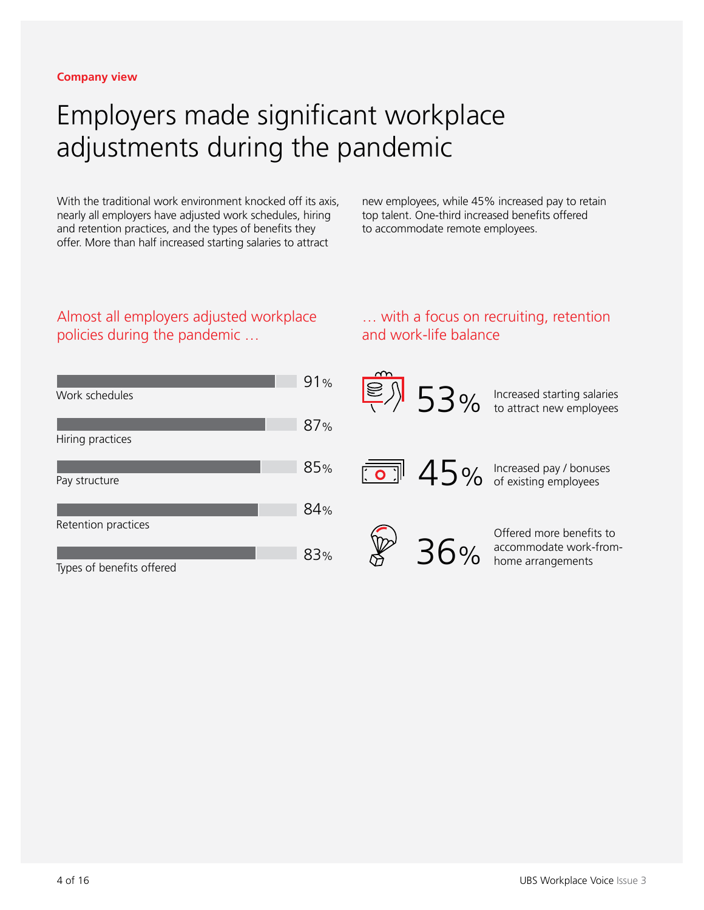Company view

# Employers made significant workplace adjustments during the pandemic

With the traditional work environment knocked off its axis, nearly all employers have adjusted work schedules, hiring and retention practices, and the types of benefits they offer. More than half increased starting salaries to attract new employees, while 45% increased pay to retain top talent. One-third increased benefits offered to accommodate remote employees.

## Almost all employers adjusted workplace policies during the pandemic …

| Policy | % |
| --- | --- |
| Work schedules | 91% |
| Hiring practices | 87% |
| Pay structure | 85% |
| Retention practices | 84% |
| Types of benefits offered | 83% |

## … with a focus on recruiting, retention and work-life balance

**53%** Increased starting salaries to attract new employees

**45%** Increased pay / bonuses of existing employees

**36%** Offered more benefits to accommodate work-from-home arrangements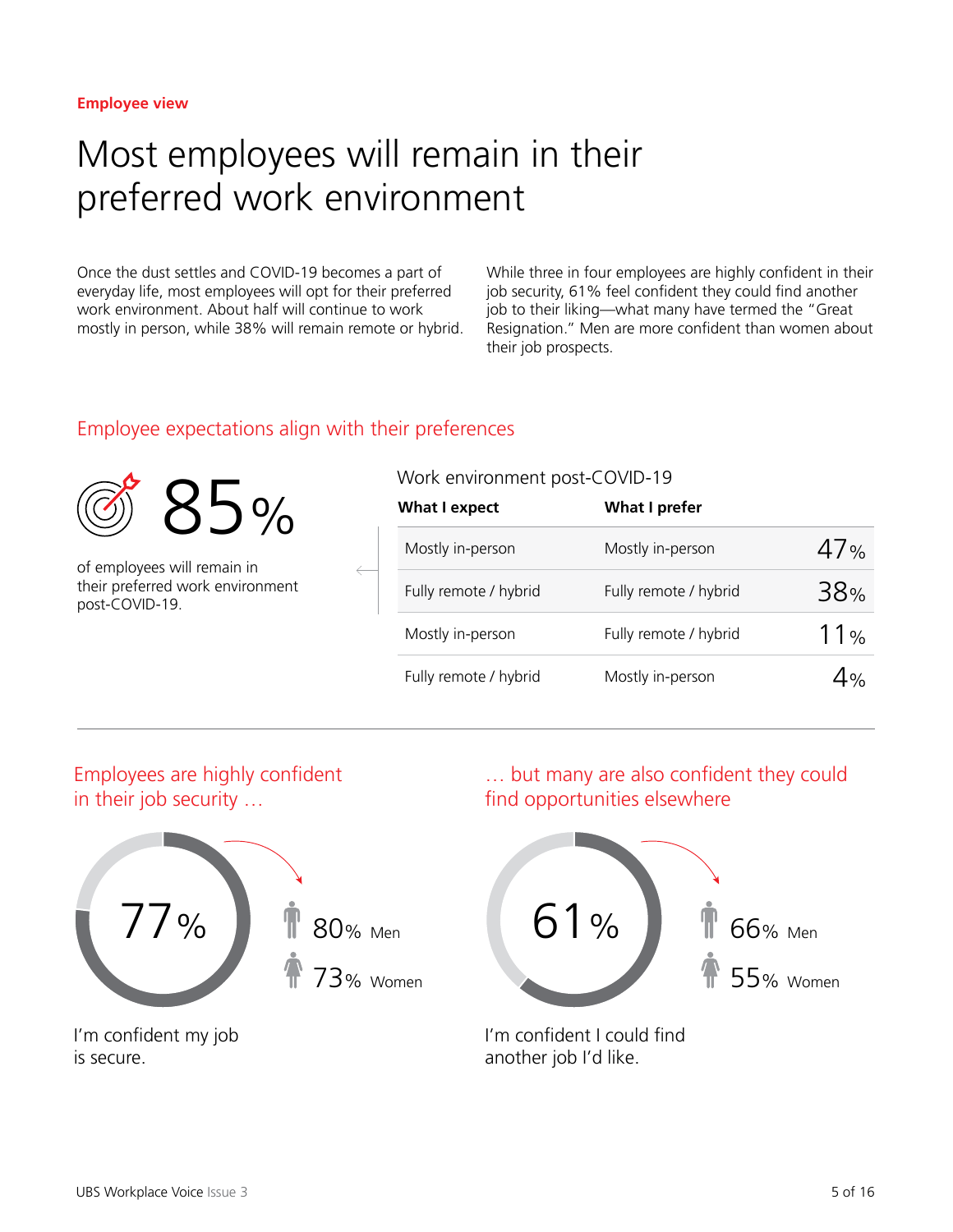**Employee view**

# Most employees will remain in their preferred work environment

Once the dust settles and COVID-19 becomes a part of everyday life, most employees will opt for their preferred work environment. About half will continue to work mostly in person, while 38% will remain remote or hybrid.

While three in four employees are highly confident in their job security, 61% feel confident they could find another job to their liking—what many have termed the "Great Resignation." Men are more confident than women about their job prospects.

## Employee expectations align with their preferences

**85%**

of employees will remain in their preferred work environment post-COVID-19.

Work environment post-COVID-19

| What I expect | What I prefer | |
|---|---|---|
| Mostly in-person | Mostly in-person | 47% |
| Fully remote / hybrid | Fully remote / hybrid | 38% |
| Mostly in-person | Fully remote / hybrid | 11% |
| Fully remote / hybrid | Mostly in-person | 4% |

## Employees are highly confident in their job security …

**77%**

- 80% Men
- 73% Women

I'm confident my job is secure.

## … but many are also confident they could find opportunities elsewhere

**61%**

- 66% Men
- 55% Women

I'm confident I could find another job I'd like.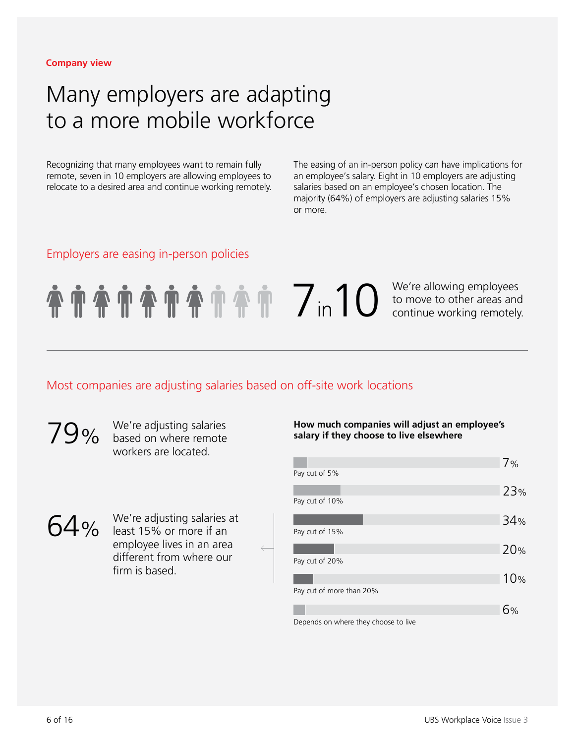Company view

# Many employers are adapting to a more mobile workforce

Recognizing that many employees want to remain fully remote, seven in 10 employers are allowing employees to relocate to a desired area and continue working remotely.

The easing of an in-person policy can have implications for an employee's salary. Eight in 10 employers are adjusting salaries based on an employee's chosen location. The majority (64%) of employers are adjusting salaries 15% or more.

## Employers are easing in-person policies

**7 in 10** We're allowing employees to move to other areas and continue working remotely.

## Most companies are adjusting salaries based on off-site work locations

**79%** We're adjusting salaries based on where remote workers are located.

**64%** We're adjusting salaries at least 15% or more if an employee lives in an area different from where our firm is based.

**How much companies will adjust an employee's salary if they choose to live elsewhere**

| Adjustment | Share |
| --- | --- |
| Pay cut of 5% | 7% |
| Pay cut of 10% | 23% |
| Pay cut of 15% | 34% |
| Pay cut of 20% | 20% |
| Pay cut of more than 20% | 10% |
| Depends on where they choose to live | 6% |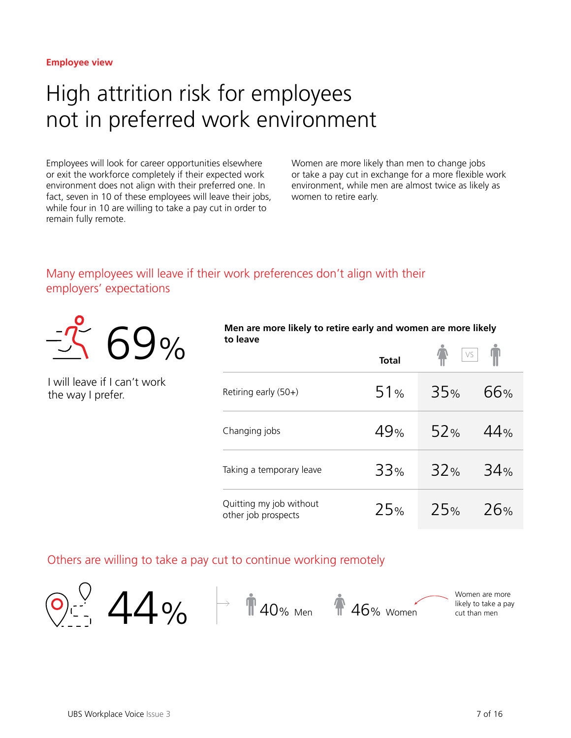Employee view

# High attrition risk for employees not in preferred work environment

Employees will look for career opportunities elsewhere or exit the workforce completely if their expected work environment does not align with their preferred one. In fact, seven in 10 of these employees will leave their jobs, while four in 10 are willing to take a pay cut in order to remain fully remote.

Women are more likely than men to change jobs or take a pay cut in exchange for a more flexible work environment, while men are almost twice as likely as women to retire early.

## Many employees will leave if their work preferences don't align with their employers' expectations

**69%**

I will leave if I can't work the way I prefer.

**Men are more likely to retire early and women are more likely to leave**

| | Total | Women | Men |
|---|---|---|---|
| Retiring early (50+) | 51% | 35% | 66% |
| Changing jobs | 49% | 52% | 44% |
| Taking a temporary leave | 33% | 32% | 34% |
| Quitting my job without other job prospects | 25% | 25% | 26% |

## Others are willing to take a pay cut to continue working remotely

**44%**

40% Men

46% Women

Women are more likely to take a pay cut than men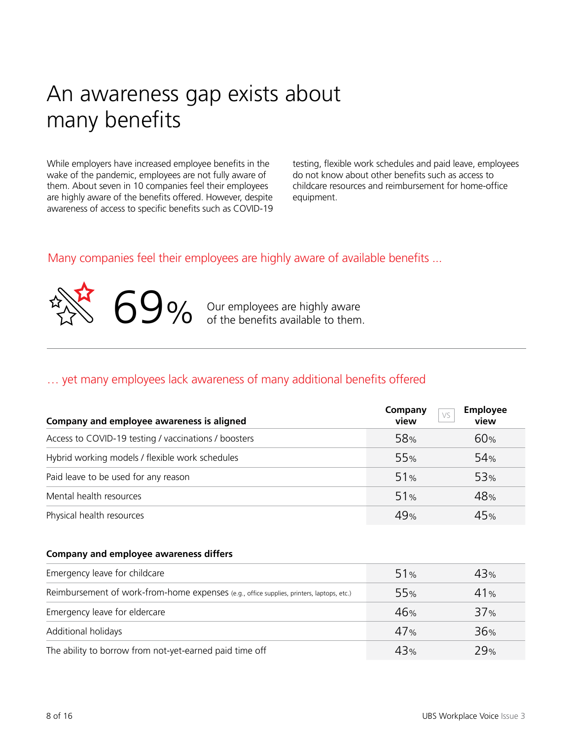# An awareness gap exists about many benefits

While employers have increased employee benefits in the wake of the pandemic, employees are not fully aware of them. About seven in 10 companies feel their employees are highly aware of the benefits offered. However, despite awareness of access to specific benefits such as COVID-19 testing, flexible work schedules and paid leave, employees do not know about other benefits such as access to childcare resources and reimbursement for home-office equipment.

## Many companies feel their employees are highly aware of available benefits …

**69%** Our employees are highly aware of the benefits available to them.

## … yet many employees lack awareness of many additional benefits offered

| Company and employee awareness is aligned | Company view | Employee view |
|---|---|---|
| Access to COVID-19 testing / vaccinations / boosters | 58% | 60% |
| Hybrid working models / flexible work schedules | 55% | 54% |
| Paid leave to be used for any reason | 51% | 53% |
| Mental health resources | 51% | 48% |
| Physical health resources | 49% | 45% |

| Company and employee awareness differs | Company view | Employee view |
|---|---|---|
| Emergency leave for childcare | 51% | 43% |
| Reimbursement of work-from-home expenses (e.g., office supplies, printers, laptops, etc.) | 55% | 41% |
| Emergency leave for eldercare | 46% | 37% |
| Additional holidays | 47% | 36% |
| The ability to borrow from not-yet-earned paid time off | 43% | 29% |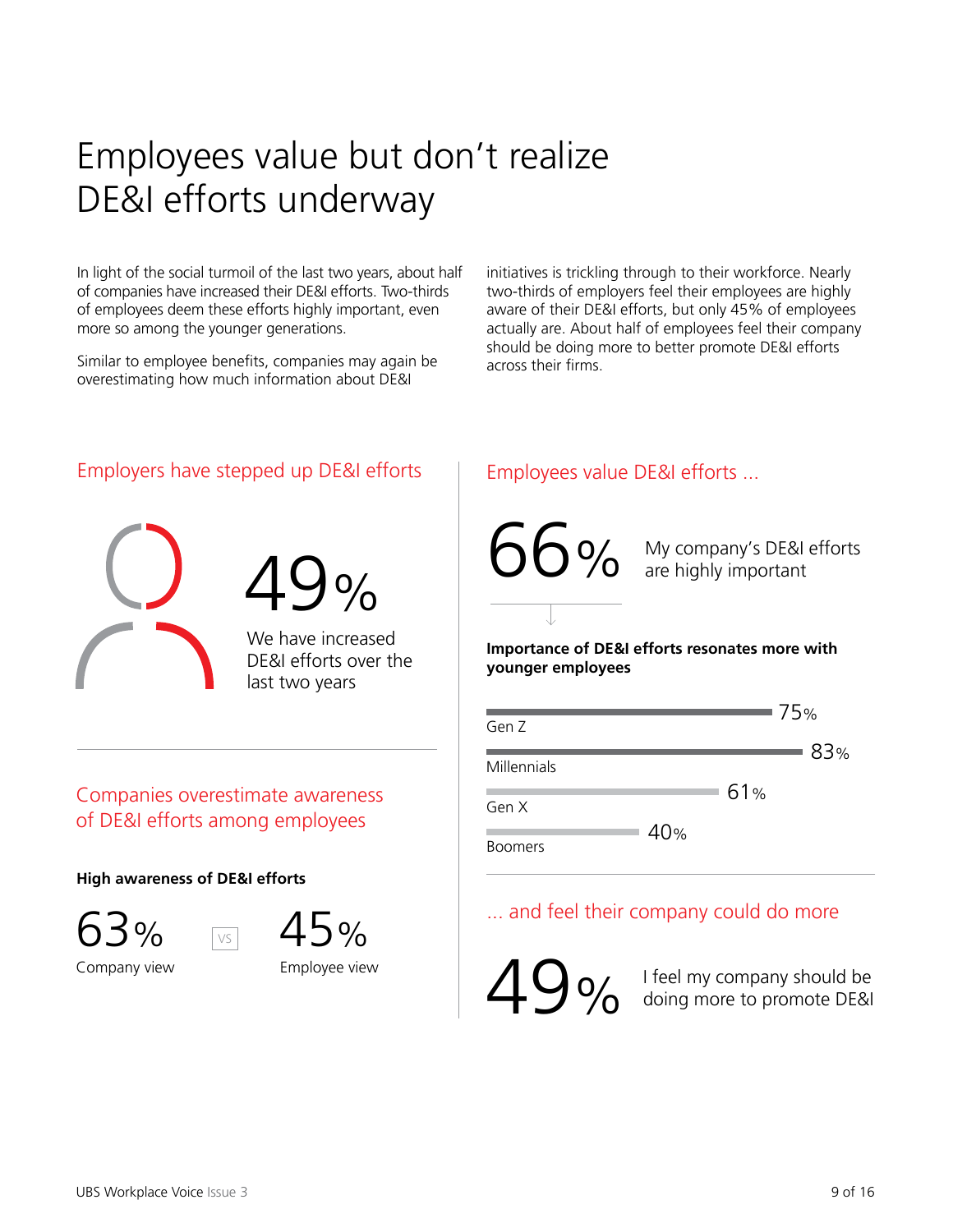# Employees value but don't realize DE&I efforts underway

In light of the social turmoil of the last two years, about half of companies have increased their DE&I efforts. Two-thirds of employees deem these efforts highly important, even more so among the younger generations.

Similar to employee benefits, companies may again be overestimating how much information about DE&I initiatives is trickling through to their workforce. Nearly two-thirds of employers feel their employees are highly aware of their DE&I efforts, but only 45% of employees actually are. About half of employees feel their company should be doing more to better promote DE&I efforts across their firms.

## Employers have stepped up DE&I efforts

**49%**

We have increased DE&I efforts over the last two years

## Companies overestimate awareness of DE&I efforts among employees

**High awareness of DE&I efforts**

| 63% | VS | 45% |
|---|---|---|
| Company view | | Employee view |

## Employees value DE&I efforts ...

**66%** My company's DE&I efforts are highly important

**Importance of DE&I efforts resonates more with younger employees**

| Generation | % |
|---|---|
| Gen Z | 75% |
| Millennials | 83% |
| Gen X | 61% |
| Boomers | 40% |

## ... and feel their company could do more

**49%** I feel my company should be doing more to promote DE&I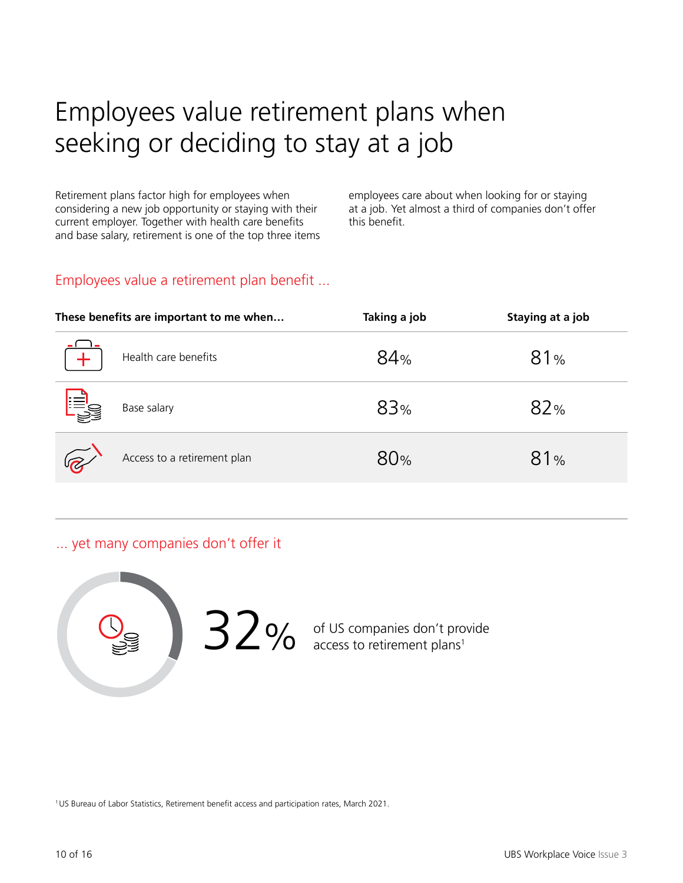# Employees value retirement plans when seeking or deciding to stay at a job

Retirement plans factor high for employees when considering a new job opportunity or staying with their current employer. Together with health care benefits and base salary, retirement is one of the top three items employees care about when looking for or staying at a job. Yet almost a third of companies don't offer this benefit.

## Employees value a retirement plan benefit ...

| These benefits are important to me when… | Taking a job | Staying at a job |
|---|---|---|
| Health care benefits | 84% | 81% |
| Base salary | 83% | 82% |
| Access to a retirement plan | 80% | 81% |

## ... yet many companies don't offer it

**32%** of US companies don't provide access to retirement plans[1]

[1] US Bureau of Labor Statistics, Retirement benefit access and participation rates, March 2021.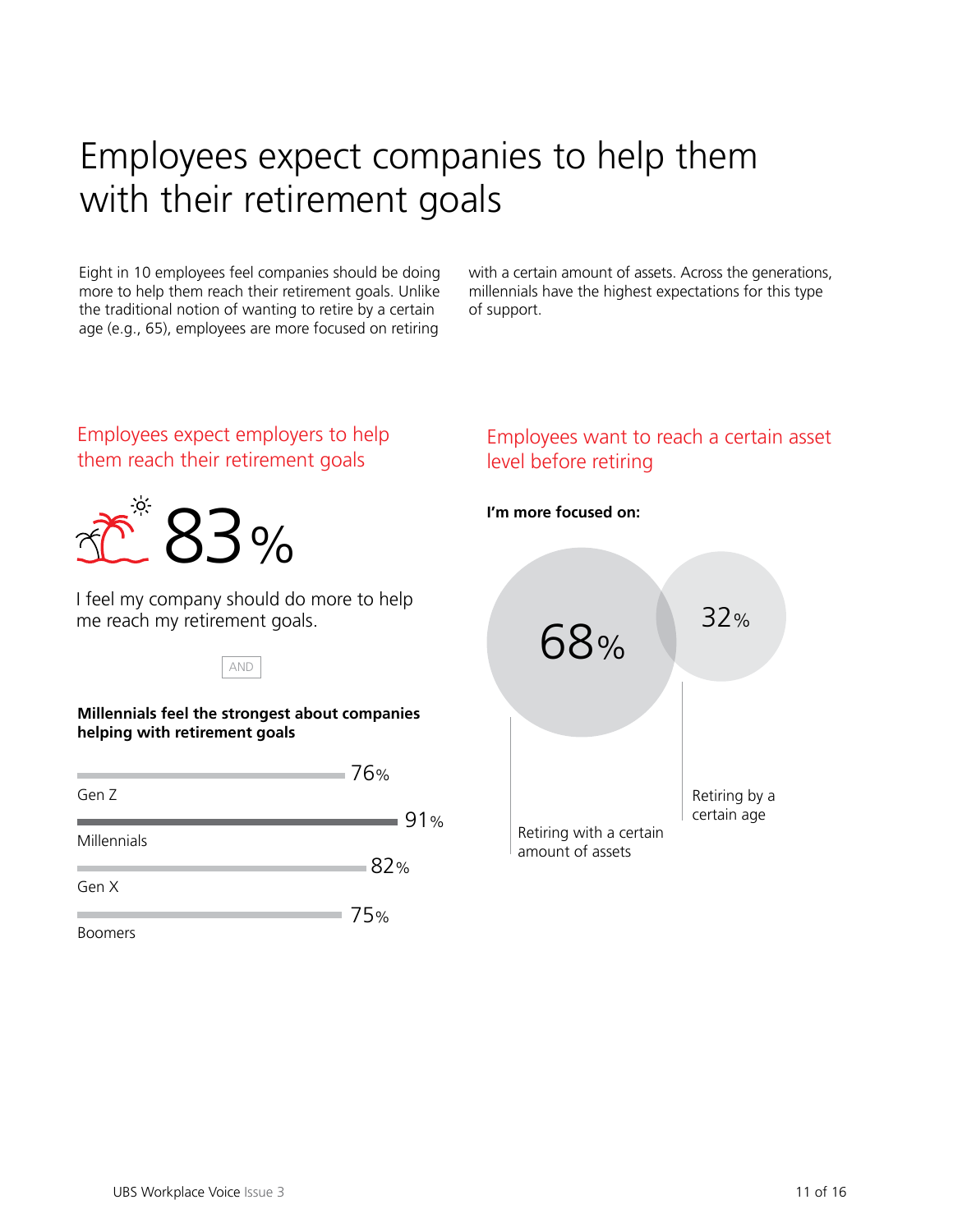# Employees expect companies to help them with their retirement goals

Eight in 10 employees feel companies should be doing more to help them reach their retirement goals. Unlike the traditional notion of wanting to retire by a certain age (e.g., 65), employees are more focused on retiring with a certain amount of assets. Across the generations, millennials have the highest expectations for this type of support.

## Employees expect employers to help them reach their retirement goals

83%

I feel my company should do more to help me reach my retirement goals.

AND

**Millennials feel the strongest about companies helping with retirement goals**

| Generation | % |
|---|---|
| Gen Z | 76% |
| Millennials | 91% |
| Gen X | 82% |
| Boomers | 75% |

## Employees want to reach a certain asset level before retiring

**I'm more focused on:**

| Focus | % |
|---|---|
| Retiring with a certain amount of assets | 68% |
| Retiring by a certain age | 32% |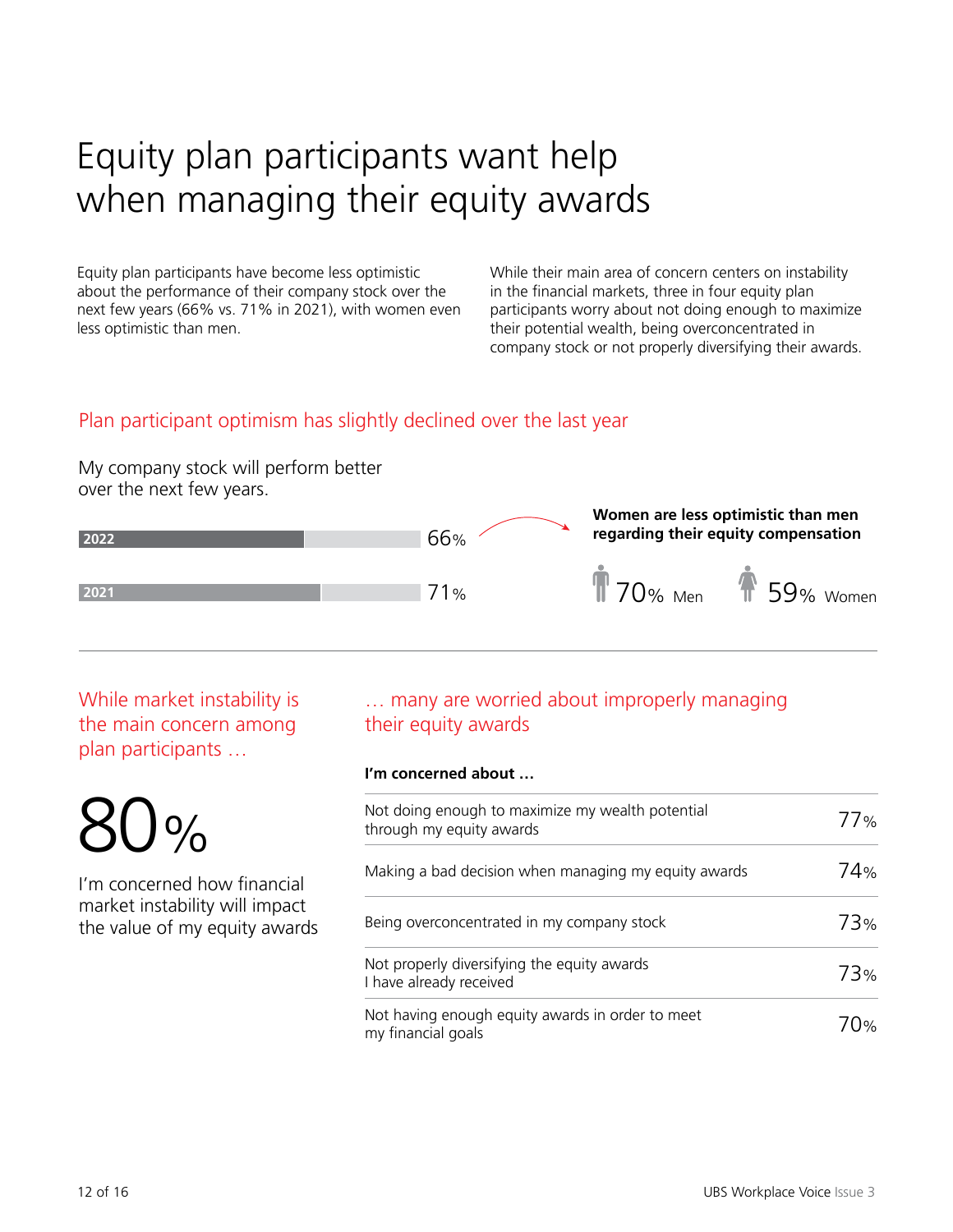# Equity plan participants want help when managing their equity awards

Equity plan participants have become less optimistic about the performance of their company stock over the next few years (66% vs. 71% in 2021), with women even less optimistic than men.

While their main area of concern centers on instability in the financial markets, three in four equity plan participants worry about not doing enough to maximize their potential wealth, being overconcentrated in company stock or not properly diversifying their awards.

## Plan participant optimism has slightly declined over the last year

My company stock will perform better over the next few years.

| Year | % |
|---|---|
| 2022 | 66% |
| 2021 | 71% |

**Women are less optimistic than men regarding their equity compensation**

70% Men

59% Women

## While market instability is the main concern among plan participants …

80%

I'm concerned how financial market instability will impact the value of my equity awards

## … many are worried about improperly managing their equity awards

**I'm concerned about …**

| | |
|---|---|
| Not doing enough to maximize my wealth potential through my equity awards | 77% |
| Making a bad decision when managing my equity awards | 74% |
| Being overconcentrated in my company stock | 73% |
| Not properly diversifying the equity awards I have already received | 73% |
| Not having enough equity awards in order to meet my financial goals | 70% |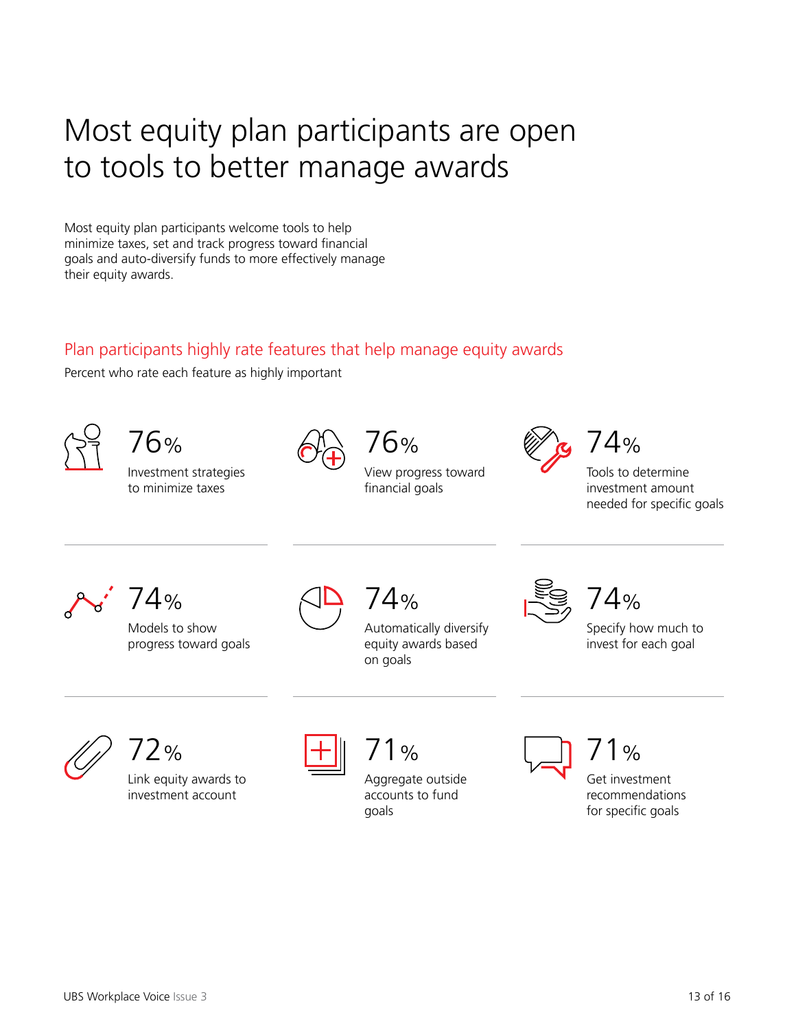# Most equity plan participants are open to tools to better manage awards

Most equity plan participants welcome tools to help minimize taxes, set and track progress toward financial goals and auto-diversify funds to more effectively manage their equity awards.

## Plan participants highly rate features that help manage equity awards

Percent who rate each feature as highly important

**76%**
Investment strategies to minimize taxes

**76%**
View progress toward financial goals

**74%**
Tools to determine investment amount needed for specific goals

**74%**
Models to show progress toward goals

**74%**
Automatically diversify equity awards based on goals

**74%**
Specify how much to invest for each goal

**72%**
Link equity awards to investment account

**71%**
Aggregate outside accounts to fund goals

**71%**
Get investment recommendations for specific goals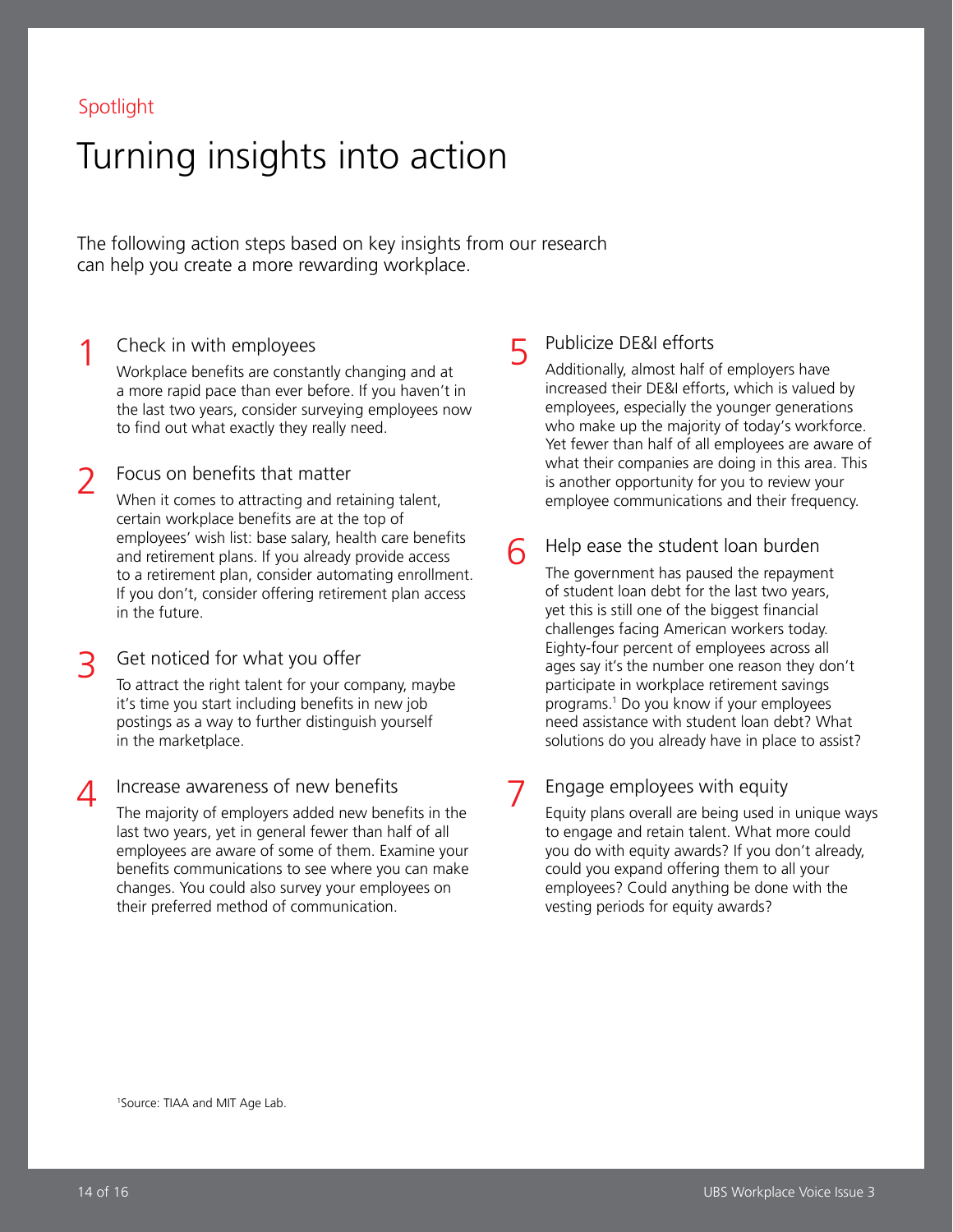Spotlight

# Turning insights into action

The following action steps based on key insights from our research can help you create a more rewarding workplace.

## 1 Check in with employees

Workplace benefits are constantly changing and at a more rapid pace than ever before. If you haven't in the last two years, consider surveying employees now to find out what exactly they really need.

## 2 Focus on benefits that matter

When it comes to attracting and retaining talent, certain workplace benefits are at the top of employees' wish list: base salary, health care benefits and retirement plans. If you already provide access to a retirement plan, consider automating enrollment. If you don't, consider offering retirement plan access in the future.

## 3 Get noticed for what you offer

To attract the right talent for your company, maybe it's time you start including benefits in new job postings as a way to further distinguish yourself in the marketplace.

## 4 Increase awareness of new benefits

The majority of employers added new benefits in the last two years, yet in general fewer than half of all employees are aware of some of them. Examine your benefits communications to see where you can make changes. You could also survey your employees on their preferred method of communication.

## 5 Publicize DE&I efforts

Additionally, almost half of employers have increased their DE&I efforts, which is valued by employees, especially the younger generations who make up the majority of today's workforce. Yet fewer than half of all employees are aware of what their companies are doing in this area. This is another opportunity for you to review your employee communications and their frequency.

## 6 Help ease the student loan burden

The government has paused the repayment of student loan debt for the last two years, yet this is still one of the biggest financial challenges facing American workers today. Eighty-four percent of employees across all ages say it's the number one reason they don't participate in workplace retirement savings programs.[1] Do you know if your employees need assistance with student loan debt? What solutions do you already have in place to assist?

## 7 Engage employees with equity

Equity plans overall are being used in unique ways to engage and retain talent. What more could you do with equity awards? If you don't already, could you expand offering them to all your employees? Could anything be done with the vesting periods for equity awards?

[1]Source: TIAA and MIT Age Lab.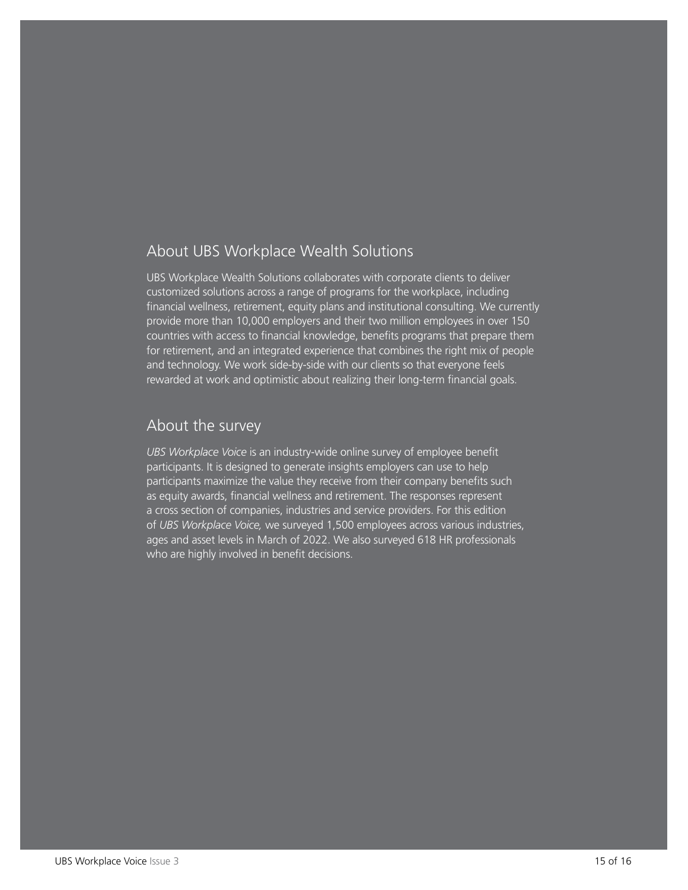## About UBS Workplace Wealth Solutions

UBS Workplace Wealth Solutions collaborates with corporate clients to deliver customized solutions across a range of programs for the workplace, including financial wellness, retirement, equity plans and institutional consulting. We currently provide more than 10,000 employers and their two million employees in over 150 countries with access to financial knowledge, benefits programs that prepare them for retirement, and an integrated experience that combines the right mix of people and technology. We work side-by-side with our clients so that everyone feels rewarded at work and optimistic about realizing their long-term financial goals.

## About the survey

*UBS Workplace Voice* is an industry-wide online survey of employee benefit participants. It is designed to generate insights employers can use to help participants maximize the value they receive from their company benefits such as equity awards, financial wellness and retirement. The responses represent a cross section of companies, industries and service providers. For this edition of *UBS Workplace Voice,* we surveyed 1,500 employees across various industries, ages and asset levels in March of 2022. We also surveyed 618 HR professionals who are highly involved in benefit decisions.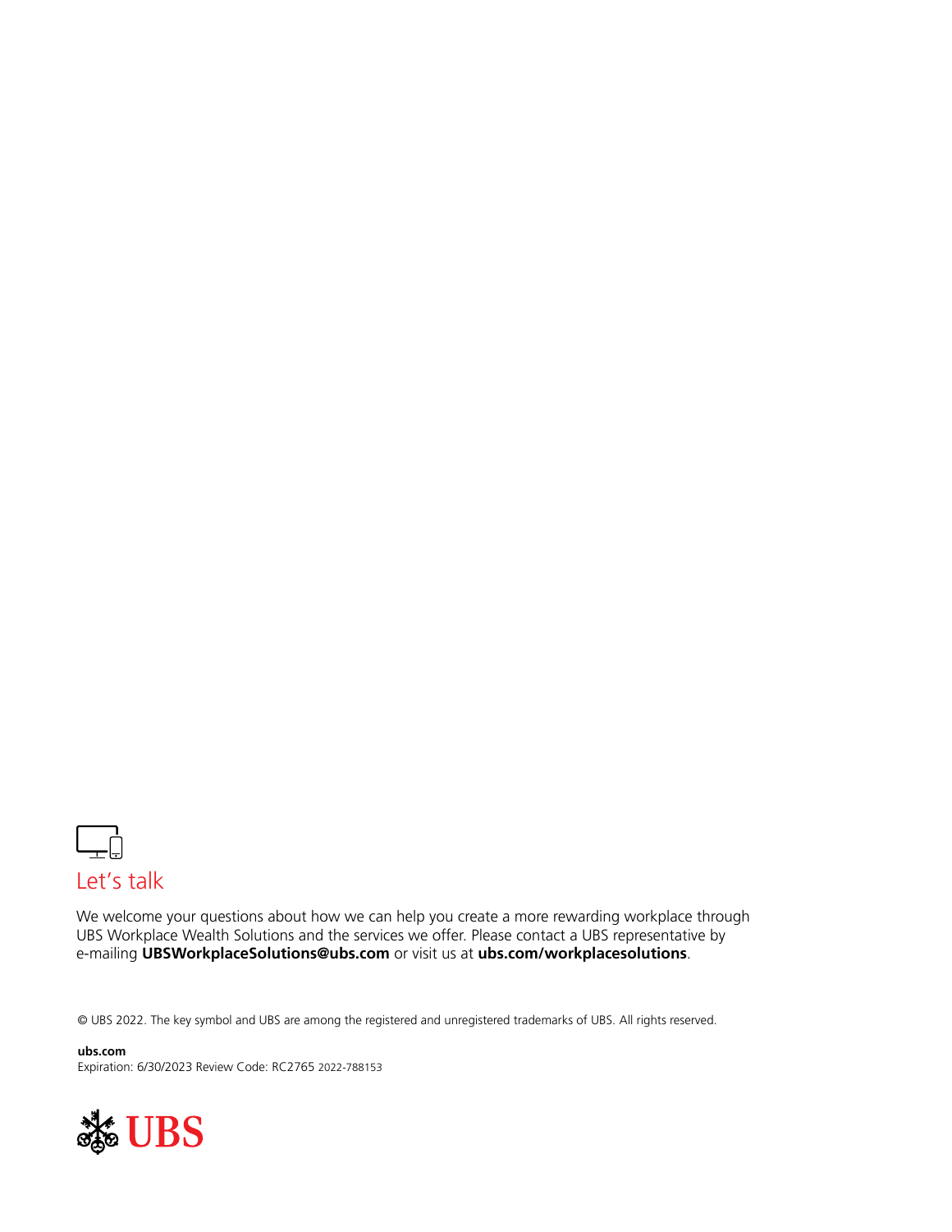## Let's talk

We welcome your questions about how we can help you create a more rewarding workplace through UBS Workplace Wealth Solutions and the services we offer. Please contact a UBS representative by e-mailing **UBSWorkplaceSolutions@ubs.com** or visit us at **ubs.com/workplacesolutions**.

© UBS 2022. The key symbol and UBS are among the registered and unregistered trademarks of UBS. All rights reserved.

**ubs.com**
Expiration: 6/30/2023 Review Code: RC2765 2022-788153

UBS